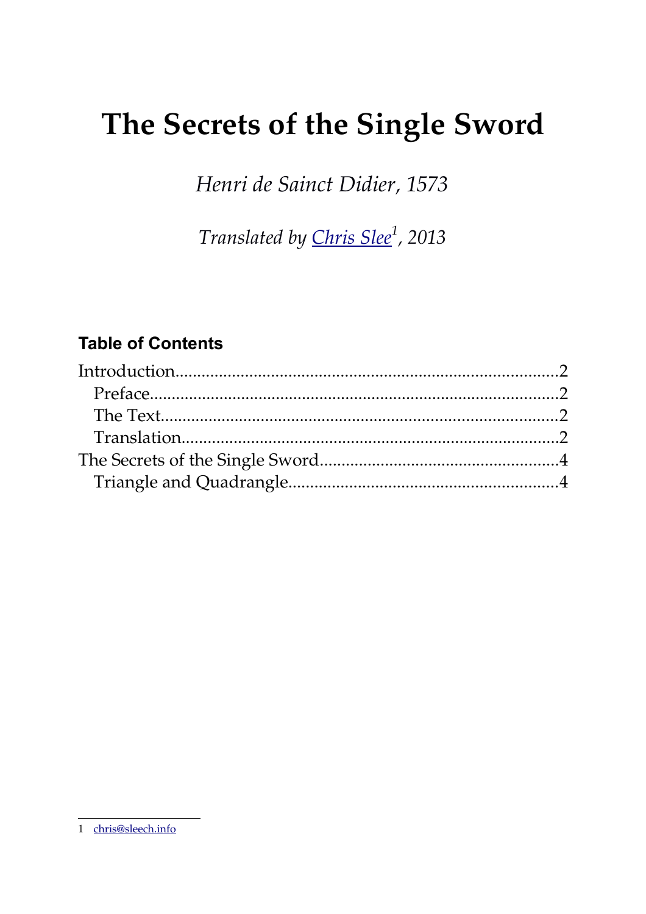# The Secrets of the Single Sword

*Henri de Sainct Didier, 1573*

*Translated by Chris Slee[1], 2013*

### Table of Contents

- Introduction....................2
  - Preface....................2
  - The Text....................2
  - Translation....................2
- The Secrets of the Single Sword....................4
  - Triangle and Quadrangle....................4

1 chris@sleech.info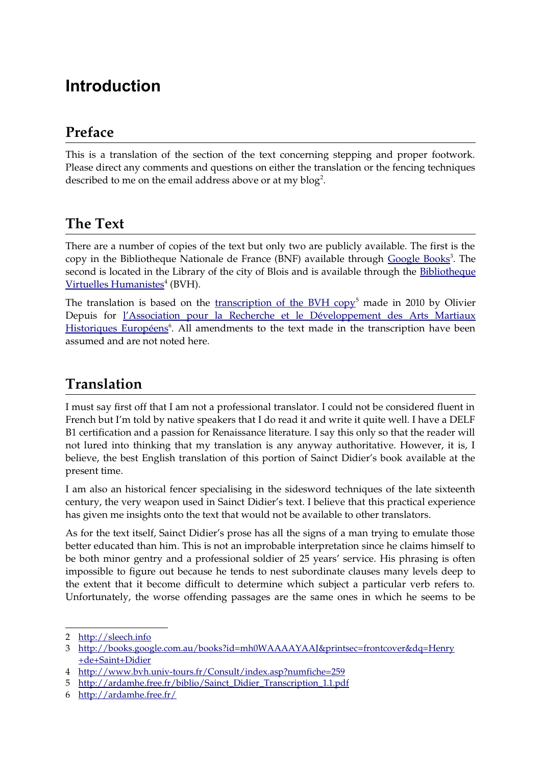# Introduction

## Preface

This is a translation of the section of the text concerning stepping and proper footwork. Please direct any comments and questions on either the translation or the fencing techniques described to me on the email address above or at my blog[2].

## The Text

There are a number of copies of the text but only two are publicly available. The first is the copy in the Bibliotheque Nationale de France (BNF) available through [Google Books](http://books.google.com.au/books?id=mh0WAAAAYAAJ&printsec=frontcover&dq=Henry+de+Saint+Didier)[3]. The second is located in the Library of the city of Blois and is available through the [Bibliotheque Virtuelles Humanistes](http://www.bvh.univ-tours.fr/Consult/index.asp?numfiche=259)[4] (BVH).

The translation is based on the [transcription of the BVH copy](http://ardamhe.free.fr/biblio/Sainct_Didier_Transcription_1.1.pdf)[5] made in 2010 by Olivier Depuis for [l'Association pour la Recherche et le Développement des Arts Martiaux Historiques Européens](http://ardamhe.free.fr/)[6]. All amendments to the text made in the transcription have been assumed and are not noted here.

## Translation

I must say first off that I am not a professional translator. I could not be considered fluent in French but I'm told by native speakers that I do read it and write it quite well. I have a DELF B1 certification and a passion for Renaissance literature. I say this only so that the reader will not lured into thinking that my translation is any anyway authoritative. However, it is, I believe, the best English translation of this portion of Sainct Didier's book available at the present time.

I am also an historical fencer specialising in the sidesword techniques of the late sixteenth century, the very weapon used in Sainct Didier's text. I believe that this practical experience has given me insights onto the text that would not be available to other translators.

As for the text itself, Sainct Didier's prose has all the signs of a man trying to emulate those better educated than him. This is not an improbable interpretation since he claims himself to be both minor gentry and a professional soldier of 25 years' service. His phrasing is often impossible to figure out because he tends to nest subordinate clauses many levels deep to the extent that it become difficult to determine which subject a particular verb refers to. Unfortunately, the worse offending passages are the same ones in which he seems to be

---

2 http://sleech.info

3 http://books.google.com.au/books?id=mh0WAAAAYAAJ&printsec=frontcover&dq=Henry+de+Saint+Didier

4 http://www.bvh.univ-tours.fr/Consult/index.asp?numfiche=259

5 http://ardamhe.free.fr/biblio/Sainct_Didier_Transcription_1.1.pdf

6 http://ardamhe.free.fr/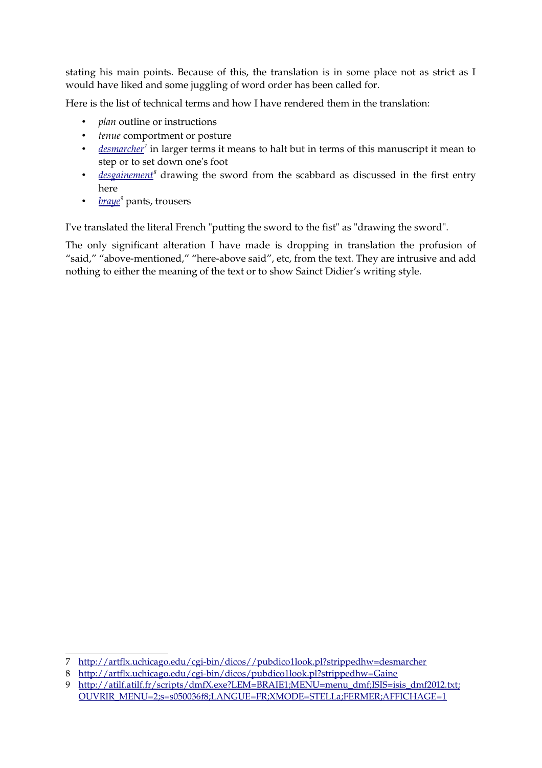stating his main points. Because of this, the translation is in some place not as strict as I would have liked and some juggling of word order has been called for.

Here is the list of technical terms and how I have rendered them in the translation:

- *plan* outline or instructions
- *tenue* comportment or posture
- [*desmarcher*](http://artflx.uchicago.edu/cgi-bin/dicos//pubdico1look.pl?strippedhw=desmarcher)[7] in larger terms it means to halt but in terms of this manuscript it mean to step or to set down one's foot
- [*desgainement*](http://artflx.uchicago.edu/cgi-bin/dicos/pubdico1look.pl?strippedhw=Gaine)[8] drawing the sword from the scabbard as discussed in the first entry here
- [*braye*](http://atilf.atilf.fr/scripts/dmfX.exe?LEM=BRAIE1;MENU=menu_dmf;ISIS=isis_dmf2012.txt;OUVRIR_MENU=2;s=s050036f8;LANGUE=FR;XMODE=STELLa;FERMER;AFFICHAGE=1)[9] pants, trousers

I've translated the literal French "putting the sword to the fist" as "drawing the sword".

The only significant alteration I have made is dropping in translation the profusion of "said," "above-mentioned," "here-above said", etc, from the text. They are intrusive and add nothing to either the meaning of the text or to show Sainct Didier's writing style.

---

7 http://artflx.uchicago.edu/cgi-bin/dicos//pubdico1look.pl?strippedhw=desmarcher

8 http://artflx.uchicago.edu/cgi-bin/dicos/pubdico1look.pl?strippedhw=Gaine

9 http://atilf.atilf.fr/scripts/dmfX.exe?LEM=BRAIE1;MENU=menu_dmf;ISIS=isis_dmf2012.txt;OUVRIR_MENU=2;s=s050036f8;LANGUE=FR;XMODE=STELLa;FERMER;AFFICHAGE=1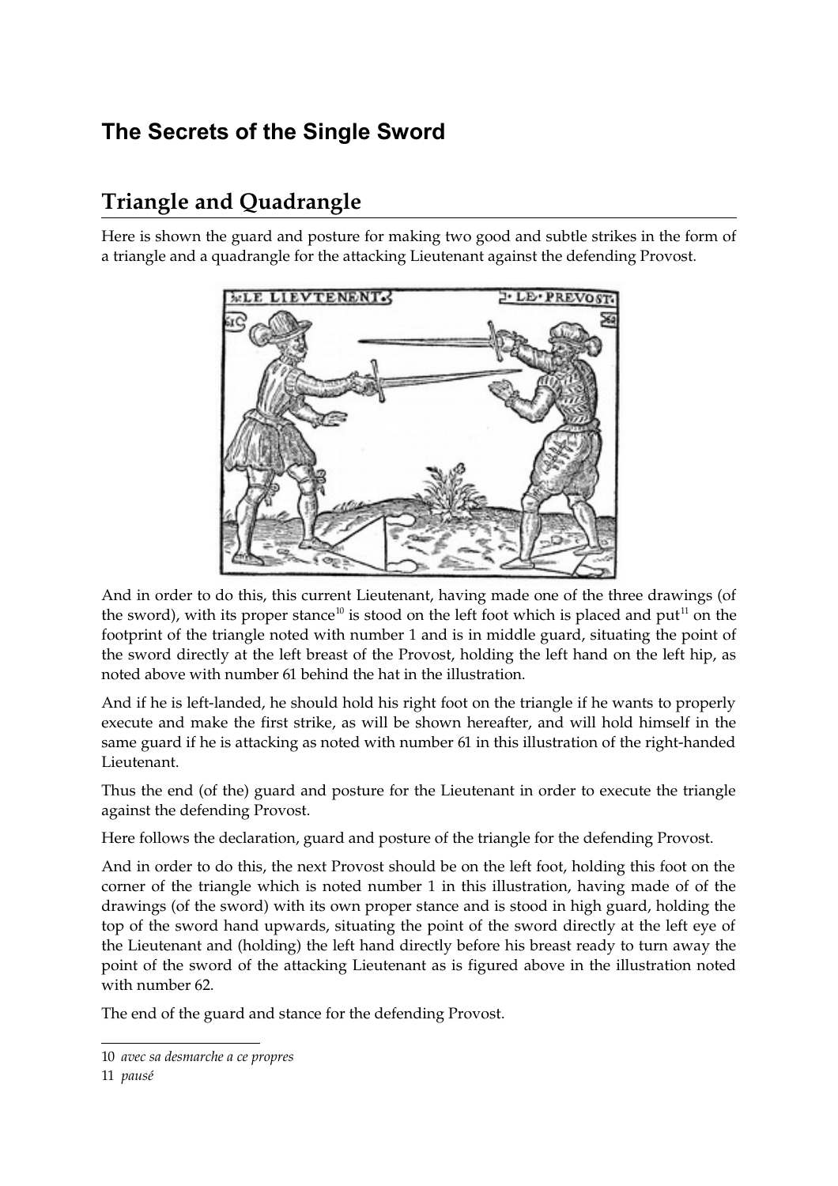# The Secrets of the Single Sword

## Triangle and Quadrangle

Here is shown the guard and posture for making two good and subtle strikes in the form of a triangle and a quadrangle for the attacking Lieutenant against the defending Provost.

And in order to do this, this current Lieutenant, having made one of the three drawings (of the sword), with its proper stance[10] is stood on the left foot which is placed and put[11] on the footprint of the triangle noted with number 1 and is in middle guard, situating the point of the sword directly at the left breast of the Provost, holding the left hand on the left hip, as noted above with number 61 behind the hat in the illustration.

And if he is left-landed, he should hold his right foot on the triangle if he wants to properly execute and make the first strike, as will be shown hereafter, and will hold himself in the same guard if he is attacking as noted with number 61 in this illustration of the right-handed Lieutenant.

Thus the end (of the) guard and posture for the Lieutenant in order to execute the triangle against the defending Provost.

Here follows the declaration, guard and posture of the triangle for the defending Provost.

And in order to do this, the next Provost should be on the left foot, holding this foot on the corner of the triangle which is noted number 1 in this illustration, having made of of the drawings (of the sword) with its own proper stance and is stood in high guard, holding the top of the sword hand upwards, situating the point of the sword directly at the left eye of the Lieutenant and (holding) the left hand directly before his breast ready to turn away the point of the sword of the attacking Lieutenant as is figured above in the illustration noted with number 62.

The end of the guard and stance for the defending Provost.

---

10 *avec sa desmarche a ce propres*

11 *pausé*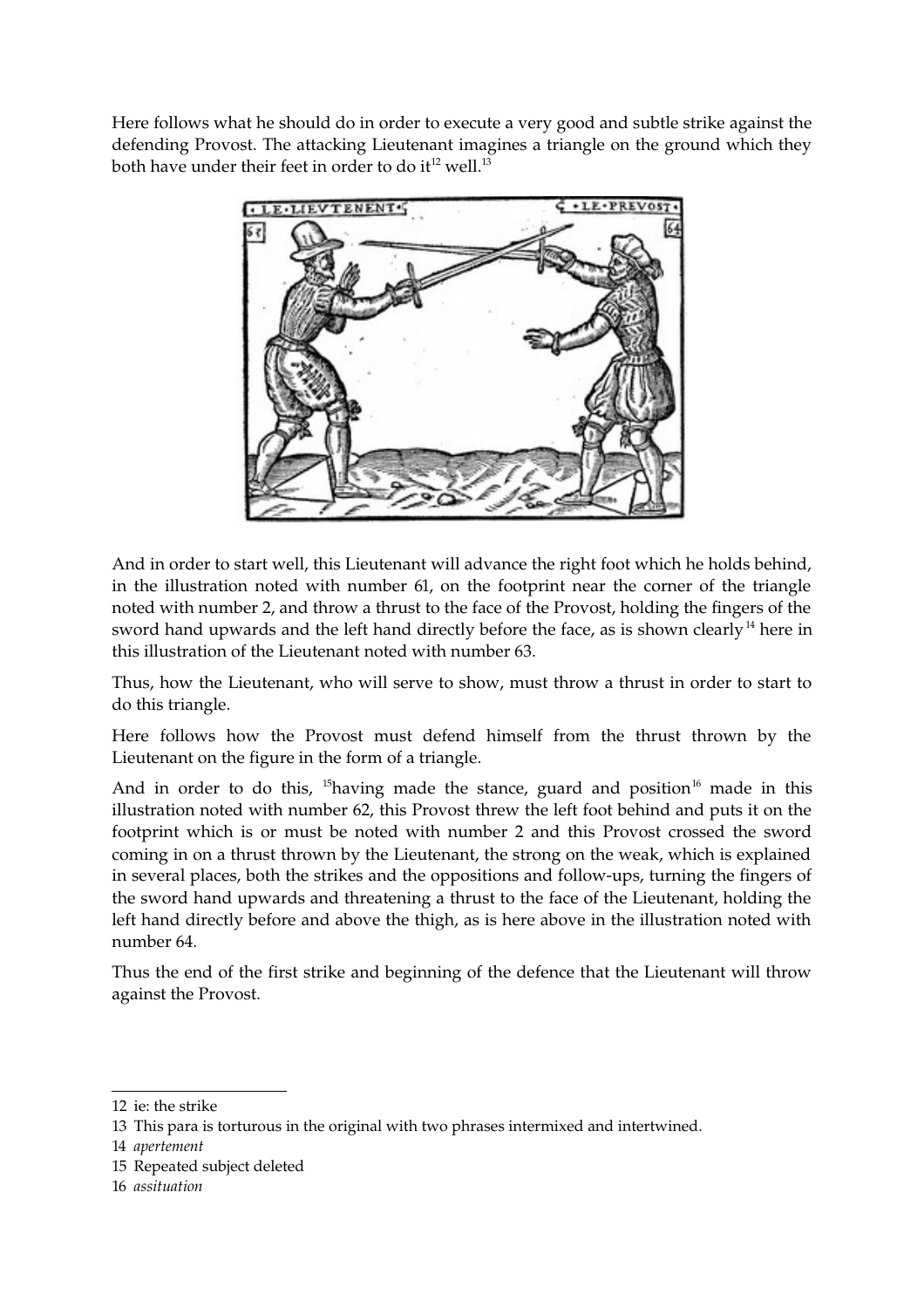Here follows what he should do in order to execute a very good and subtle strike against the defending Provost. The attacking Lieutenant imagines a triangle on the ground which they both have under their feet in order to do it[12] well.[13]

And in order to start well, this Lieutenant will advance the right foot which he holds behind, in the illustration noted with number 61, on the footprint near the corner of the triangle noted with number 2, and throw a thrust to the face of the Provost, holding the fingers of the sword hand upwards and the left hand directly before the face, as is shown clearly[14] here in this illustration of the Lieutenant noted with number 63.

Thus, how the Lieutenant, who will serve to show, must throw a thrust in order to start to do this triangle.

Here follows how the Provost must defend himself from the thrust thrown by the Lieutenant on the figure in the form of a triangle.

And in order to do this, [15]having made the stance, guard and position[16] made in this illustration noted with number 62, this Provost threw the left foot behind and puts it on the footprint which is or must be noted with number 2 and this Provost crossed the sword coming in on a thrust thrown by the Lieutenant, the strong on the weak, which is explained in several places, both the strikes and the oppositions and follow-ups, turning the fingers of the sword hand upwards and threatening a thrust to the face of the Lieutenant, holding the left hand directly before and above the thigh, as is here above in the illustration noted with number 64.

Thus the end of the first strike and beginning of the defence that the Lieutenant will throw against the Provost.

---

12 ie: the strike

13 This para is torturous in the original with two phrases intermixed and intertwined.

14 *apertement*

15 Repeated subject deleted

16 *assituation*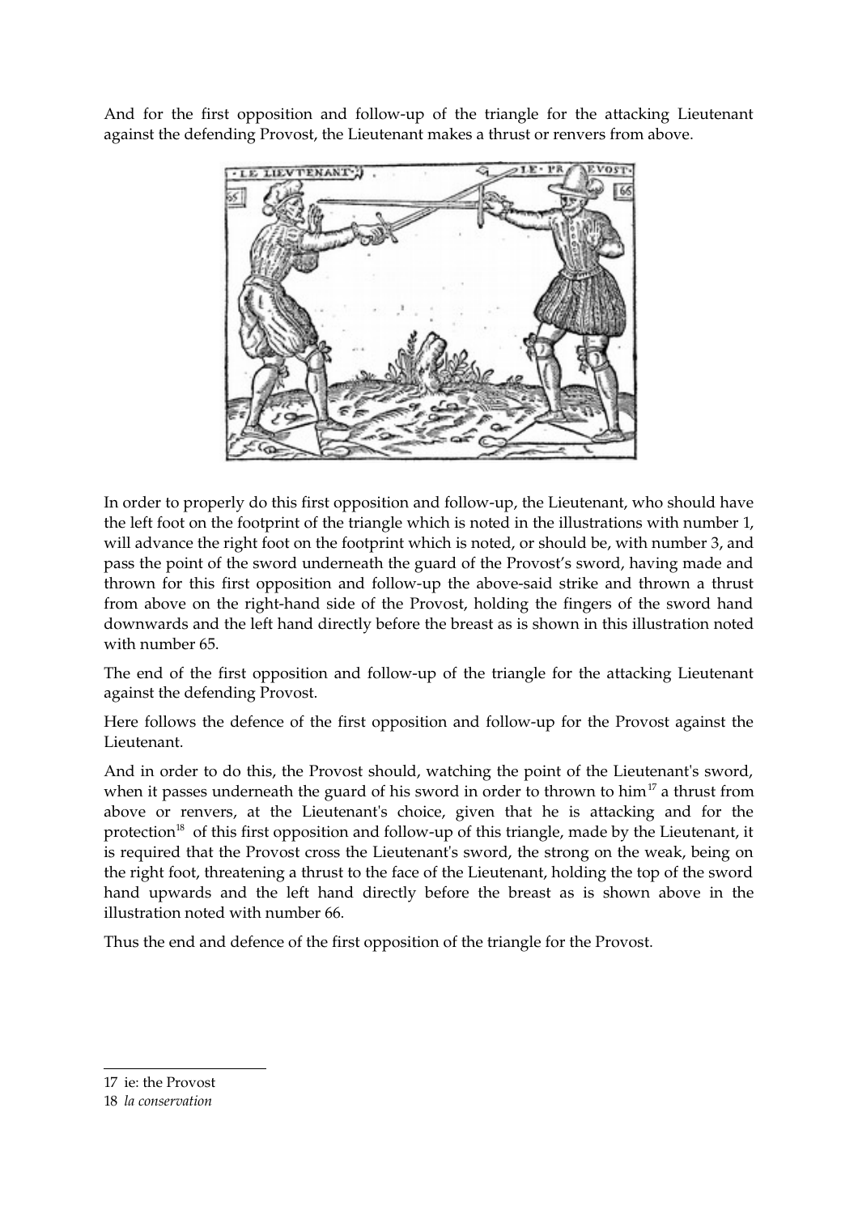And for the first opposition and follow-up of the triangle for the attacking Lieutenant against the defending Provost, the Lieutenant makes a thrust or renvers from above.

In order to properly do this first opposition and follow-up, the Lieutenant, who should have the left foot on the footprint of the triangle which is noted in the illustrations with number 1, will advance the right foot on the footprint which is noted, or should be, with number 3, and pass the point of the sword underneath the guard of the Provost's sword, having made and thrown for this first opposition and follow-up the above-said strike and thrown a thrust from above on the right-hand side of the Provost, holding the fingers of the sword hand downwards and the left hand directly before the breast as is shown in this illustration noted with number 65.

The end of the first opposition and follow-up of the triangle for the attacking Lieutenant against the defending Provost.

Here follows the defence of the first opposition and follow-up for the Provost against the Lieutenant.

And in order to do this, the Provost should, watching the point of the Lieutenant's sword, when it passes underneath the guard of his sword in order to thrown to him[17] a thrust from above or renvers, at the Lieutenant's choice, given that he is attacking and for the protection[18] of this first opposition and follow-up of this triangle, made by the Lieutenant, it is required that the Provost cross the Lieutenant's sword, the strong on the weak, being on the right foot, threatening a thrust to the face of the Lieutenant, holding the top of the sword hand upwards and the left hand directly before the breast as is shown above in the illustration noted with number 66.

Thus the end and defence of the first opposition of the triangle for the Provost.

---

17 ie: the Provost

18 *la conservation*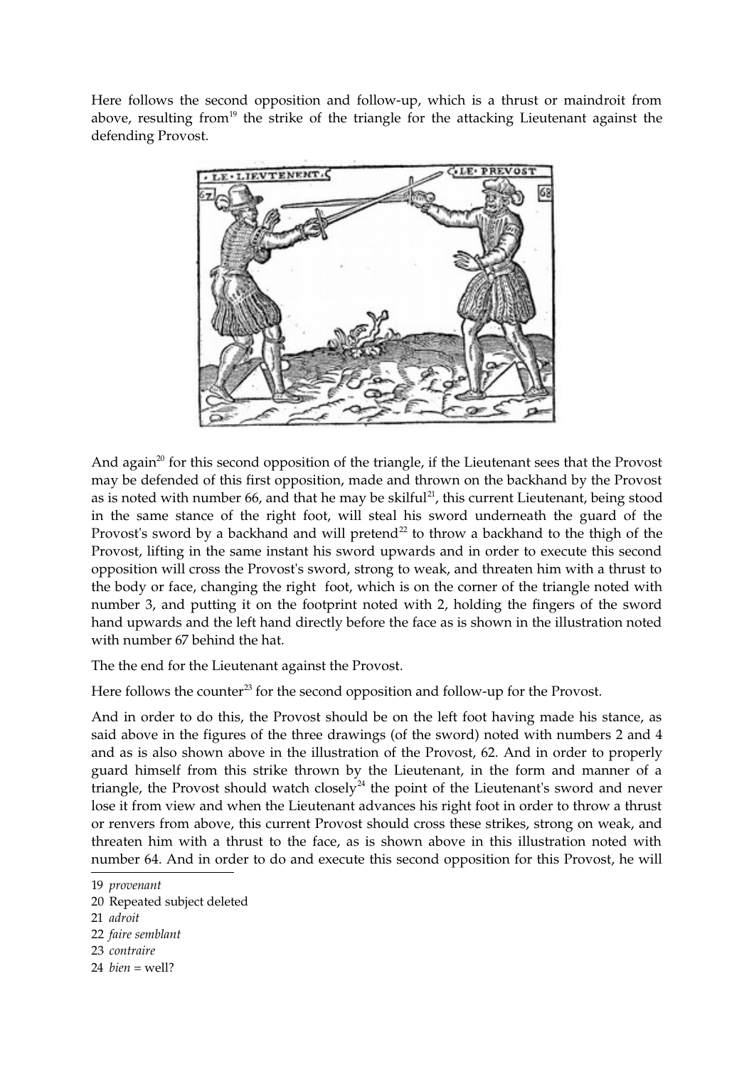Here follows the second opposition and follow-up, which is a thrust or maindroit from above, resulting from[19] the strike of the triangle for the attacking Lieutenant against the defending Provost.

And again[20] for this second opposition of the triangle, if the Lieutenant sees that the Provost may be defended of this first opposition, made and thrown on the backhand by the Provost as is noted with number 66, and that he may be skilful[21], this current Lieutenant, being stood in the same stance of the right foot, will steal his sword underneath the guard of the Provost's sword by a backhand and will pretend[22] to throw a backhand to the thigh of the Provost, lifting in the same instant his sword upwards and in order to execute this second opposition will cross the Provost's sword, strong to weak, and threaten him with a thrust to the body or face, changing the right foot, which is on the corner of the triangle noted with number 3, and putting it on the footprint noted with 2, holding the fingers of the sword hand upwards and the left hand directly before the face as is shown in the illustration noted with number 67 behind the hat.

The the end for the Lieutenant against the Provost.

Here follows the counter[23] for the second opposition and follow-up for the Provost.

And in order to do this, the Provost should be on the left foot having made his stance, as said above in the figures of the three drawings (of the sword) noted with numbers 2 and 4 and as is also shown above in the illustration of the Provost, 62. And in order to properly guard himself from this strike thrown by the Lieutenant, in the form and manner of a triangle, the Provost should watch closely[24] the point of the Lieutenant's sword and never lose it from view and when the Lieutenant advances his right foot in order to throw a thrust or renvers from above, this current Provost should cross these strikes, strong on weak, and threaten him with a thrust to the face, as is shown above in this illustration noted with number 64. And in order to do and execute this second opposition for this Provost, he will

19 *provenant*

20 Repeated subject deleted

21 *adroit*

22 *faire semblant*

23 *contraire*

24 *bien* = well?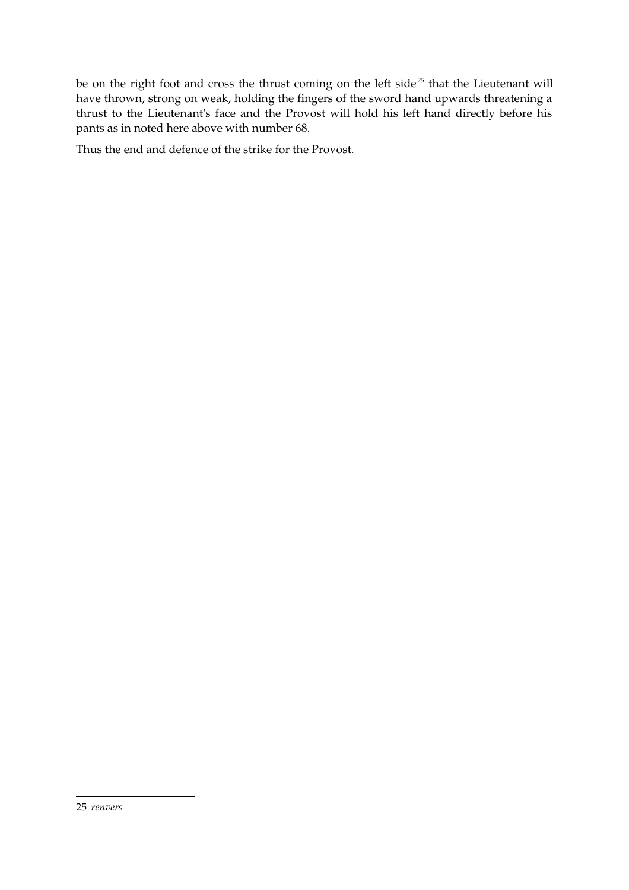be on the right foot and cross the thrust coming on the left side[25] that the Lieutenant will have thrown, strong on weak, holding the fingers of the sword hand upwards threatening a thrust to the Lieutenant's face and the Provost will hold his left hand directly before his pants as in noted here above with number 68.

Thus the end and defence of the strike for the Provost.

---

25 *renvers*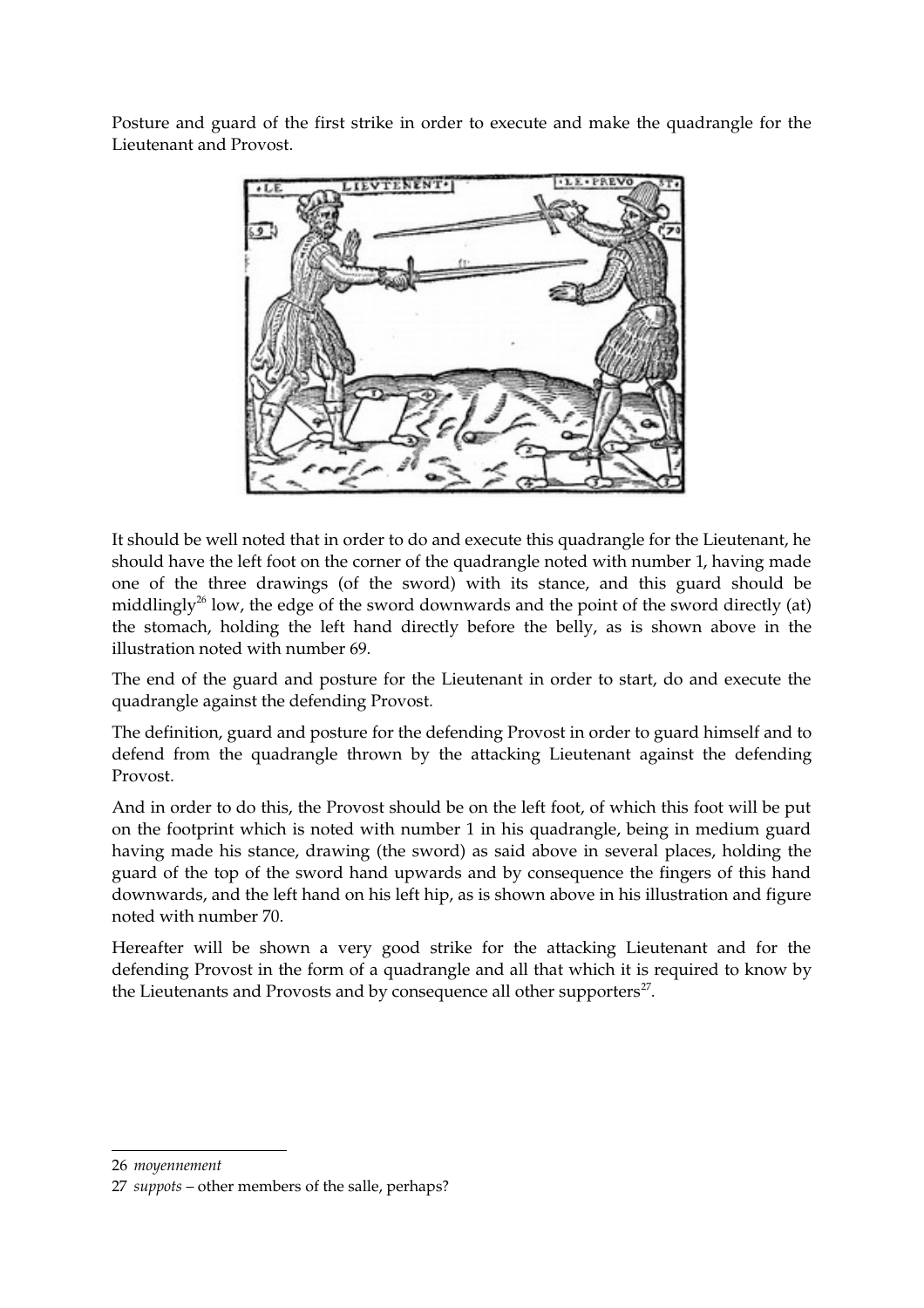Posture and guard of the first strike in order to execute and make the quadrangle for the Lieutenant and Provost.

It should be well noted that in order to do and execute this quadrangle for the Lieutenant, he should have the left foot on the corner of the quadrangle noted with number 1, having made one of the three drawings (of the sword) with its stance, and this guard should be middlingly[26] low, the edge of the sword downwards and the point of the sword directly (at) the stomach, holding the left hand directly before the belly, as is shown above in the illustration noted with number 69.

The end of the guard and posture for the Lieutenant in order to start, do and execute the quadrangle against the defending Provost.

The definition, guard and posture for the defending Provost in order to guard himself and to defend from the quadrangle thrown by the attacking Lieutenant against the defending Provost.

And in order to do this, the Provost should be on the left foot, of which this foot will be put on the footprint which is noted with number 1 in his quadrangle, being in medium guard having made his stance, drawing (the sword) as said above in several places, holding the guard of the top of the sword hand upwards and by consequence the fingers of this hand downwards, and the left hand on his left hip, as is shown above in his illustration and figure noted with number 70.

Hereafter will be shown a very good strike for the attacking Lieutenant and for the defending Provost in the form of a quadrangle and all that which it is required to know by the Lieutenants and Provosts and by consequence all other supporters[27].

---

26 *moyennement*

27 *suppots* – other members of the salle, perhaps?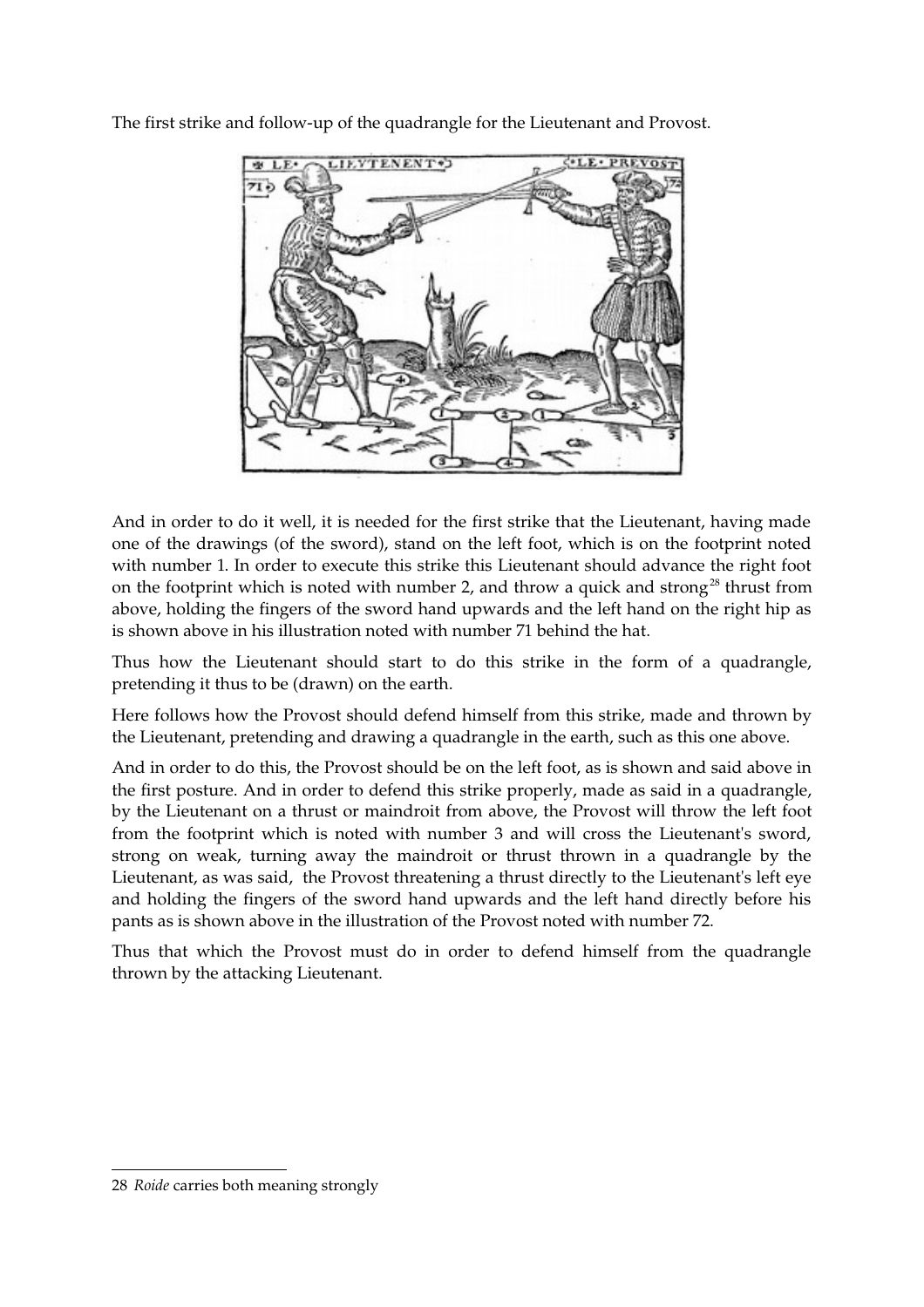The first strike and follow-up of the quadrangle for the Lieutenant and Provost.

And in order to do it well, it is needed for the first strike that the Lieutenant, having made one of the drawings (of the sword), stand on the left foot, which is on the footprint noted with number 1. In order to execute this strike this Lieutenant should advance the right foot on the footprint which is noted with number 2, and throw a quick and strong[28] thrust from above, holding the fingers of the sword hand upwards and the left hand on the right hip as is shown above in his illustration noted with number 71 behind the hat.

Thus how the Lieutenant should start to do this strike in the form of a quadrangle, pretending it thus to be (drawn) on the earth.

Here follows how the Provost should defend himself from this strike, made and thrown by the Lieutenant, pretending and drawing a quadrangle in the earth, such as this one above.

And in order to do this, the Provost should be on the left foot, as is shown and said above in the first posture. And in order to defend this strike properly, made as said in a quadrangle, by the Lieutenant on a thrust or maindroit from above, the Provost will throw the left foot from the footprint which is noted with number 3 and will cross the Lieutenant's sword, strong on weak, turning away the maindroit or thrust thrown in a quadrangle by the Lieutenant, as was said, the Provost threatening a thrust directly to the Lieutenant's left eye and holding the fingers of the sword hand upwards and the left hand directly before his pants as is shown above in the illustration of the Provost noted with number 72.

Thus that which the Provost must do in order to defend himself from the quadrangle thrown by the attacking Lieutenant.

---

28 *Roide* carries both meaning strongly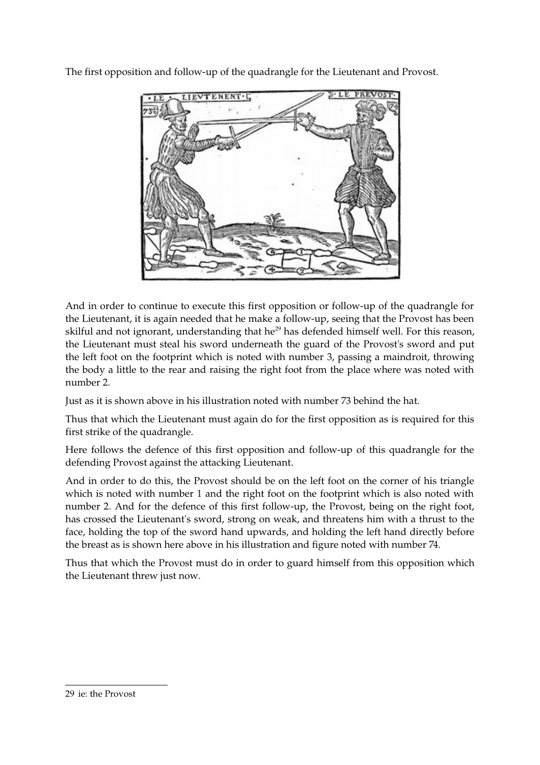The first opposition and follow-up of the quadrangle for the Lieutenant and Provost.

And in order to continue to execute this first opposition or follow-up of the quadrangle for the Lieutenant, it is again needed that he make a follow-up, seeing that the Provost has been skilful and not ignorant, understanding that he[29] has defended himself well. For this reason, the Lieutenant must steal his sword underneath the guard of the Provost's sword and put the left foot on the footprint which is noted with number 3, passing a maindroit, throwing the body a little to the rear and raising the right foot from the place where was noted with number 2.

Just as it is shown above in his illustration noted with number 73 behind the hat.

Thus that which the Lieutenant must again do for the first opposition as is required for this first strike of the quadrangle.

Here follows the defence of this first opposition and follow-up of this quadrangle for the defending Provost against the attacking Lieutenant.

And in order to do this, the Provost should be on the left foot on the corner of his triangle which is noted with number 1 and the right foot on the footprint which is also noted with number 2. And for the defence of this first follow-up, the Provost, being on the right foot, has crossed the Lieutenant's sword, strong on weak, and threatens him with a thrust to the face, holding the top of the sword hand upwards, and holding the left hand directly before the breast as is shown here above in his illustration and figure noted with number 74.

Thus that which the Provost must do in order to guard himself from this opposition which the Lieutenant threw just now.

---

29 ie: the Provost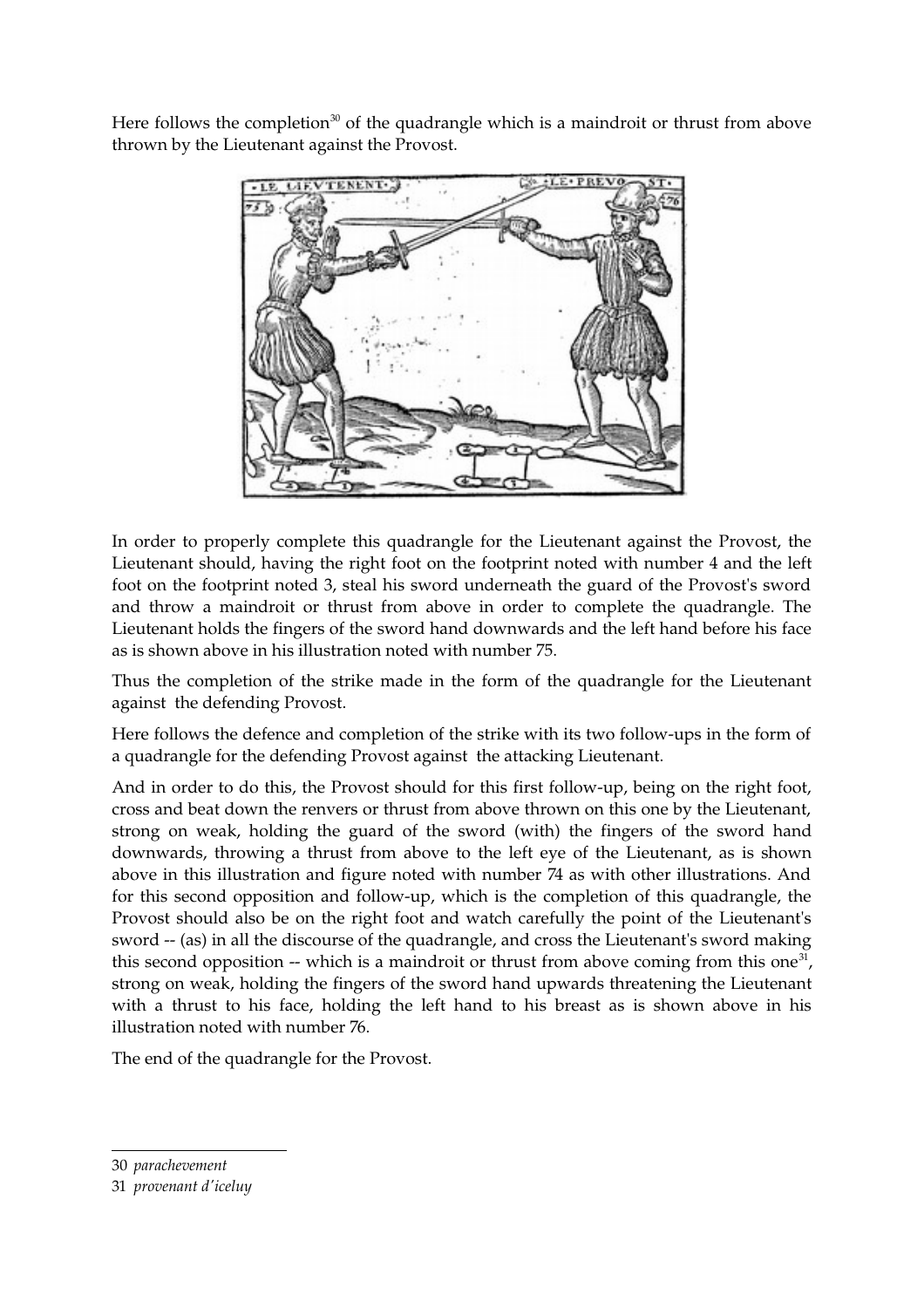Here follows the completion[30] of the quadrangle which is a maindroit or thrust from above thrown by the Lieutenant against the Provost.

In order to properly complete this quadrangle for the Lieutenant against the Provost, the Lieutenant should, having the right foot on the footprint noted with number 4 and the left foot on the footprint noted 3, steal his sword underneath the guard of the Provost's sword and throw a maindroit or thrust from above in order to complete the quadrangle. The Lieutenant holds the fingers of the sword hand downwards and the left hand before his face as is shown above in his illustration noted with number 75.

Thus the completion of the strike made in the form of the quadrangle for the Lieutenant against the defending Provost.

Here follows the defence and completion of the strike with its two follow-ups in the form of a quadrangle for the defending Provost against the attacking Lieutenant.

And in order to do this, the Provost should for this first follow-up, being on the right foot, cross and beat down the renvers or thrust from above thrown on this one by the Lieutenant, strong on weak, holding the guard of the sword (with) the fingers of the sword hand downwards, throwing a thrust from above to the left eye of the Lieutenant, as is shown above in this illustration and figure noted with number 74 as with other illustrations. And for this second opposition and follow-up, which is the completion of this quadrangle, the Provost should also be on the right foot and watch carefully the point of the Lieutenant's sword -- (as) in all the discourse of the quadrangle, and cross the Lieutenant's sword making this second opposition -- which is a maindroit or thrust from above coming from this one[31], strong on weak, holding the fingers of the sword hand upwards threatening the Lieutenant with a thrust to his face, holding the left hand to his breast as is shown above in his illustration noted with number 76.

The end of the quadrangle for the Provost.

---

30 *parachevement*

31 *provenant d'iceluy*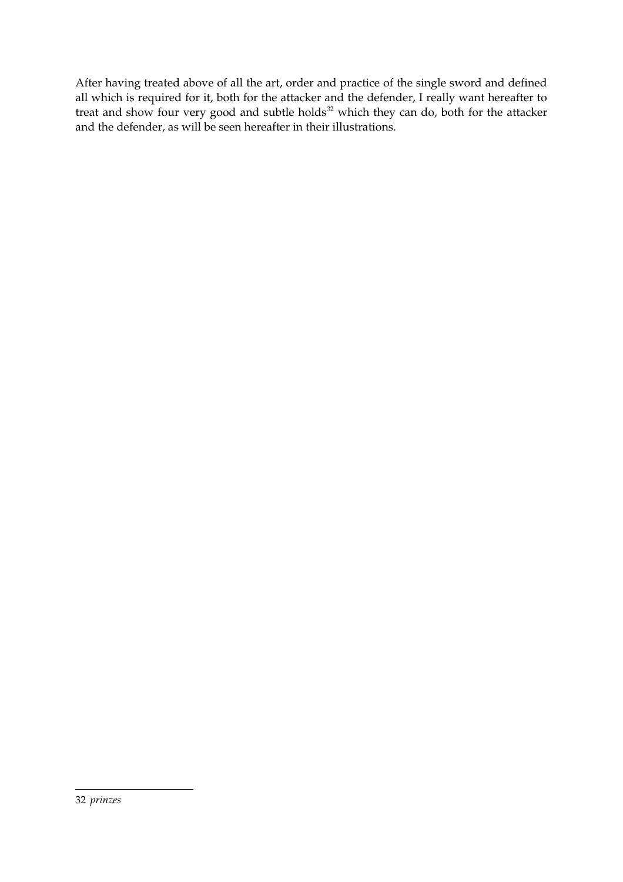After having treated above of all the art, order and practice of the single sword and defined all which is required for it, both for the attacker and the defender, I really want hereafter to treat and show four very good and subtle holds[32] which they can do, both for the attacker and the defender, as will be seen hereafter in their illustrations.

---

32 *prinzes*